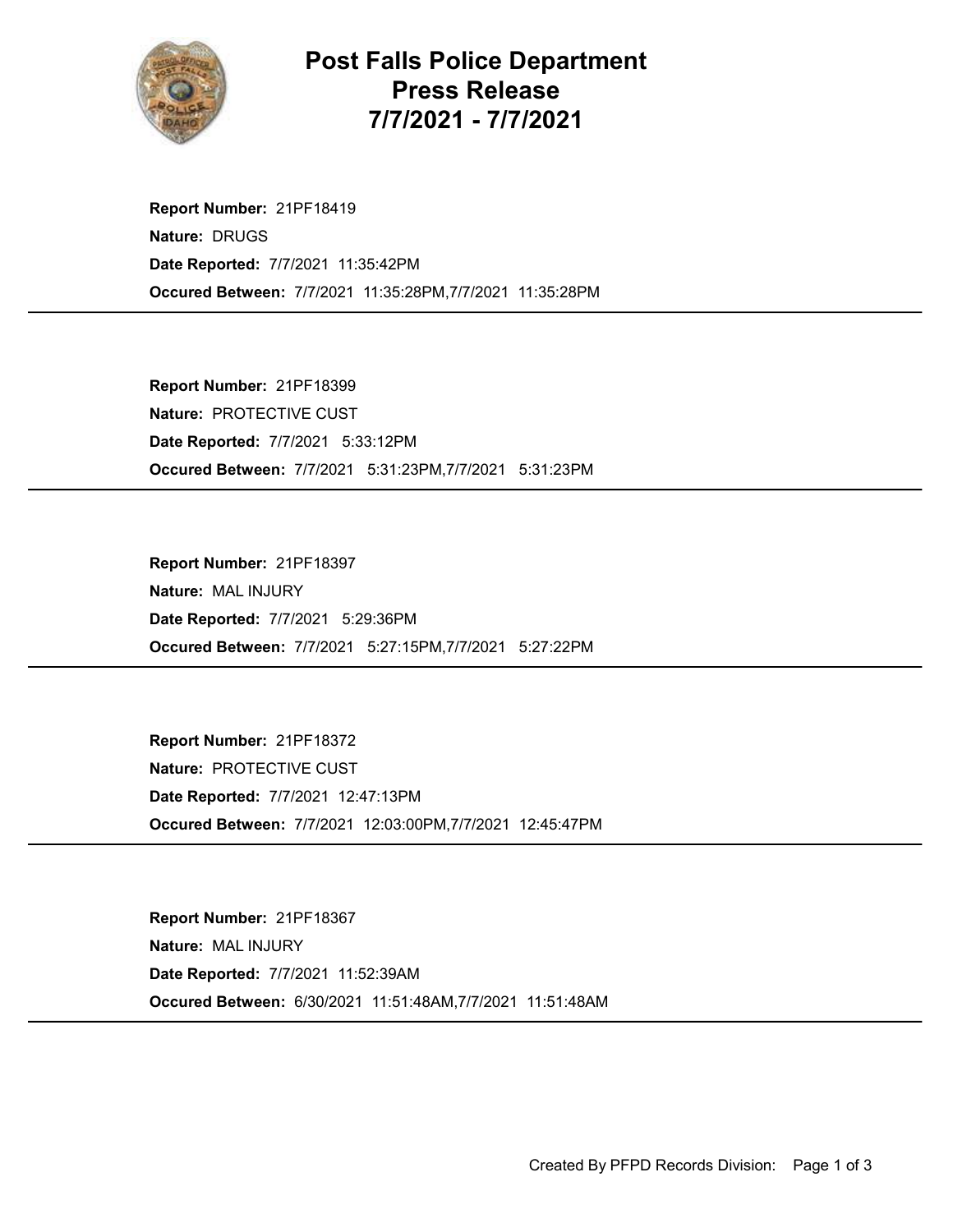# Post Falls Police Department
# Press Release
# 7/7/2021 - 7/7/2021

**Report Number:** 21PF18419
**Nature:** DRUGS
**Date Reported:** 7/7/2021 11:35:42PM
**Occured Between:** 7/7/2021 11:35:28PM,7/7/2021 11:35:28PM

---

**Report Number:** 21PF18399
**Nature:** PROTECTIVE CUST
**Date Reported:** 7/7/2021 5:33:12PM
**Occured Between:** 7/7/2021 5:31:23PM,7/7/2021 5:31:23PM

---

**Report Number:** 21PF18397
**Nature:** MAL INJURY
**Date Reported:** 7/7/2021 5:29:36PM
**Occured Between:** 7/7/2021 5:27:15PM,7/7/2021 5:27:22PM

---

**Report Number:** 21PF18372
**Nature:** PROTECTIVE CUST
**Date Reported:** 7/7/2021 12:47:13PM
**Occured Between:** 7/7/2021 12:03:00PM,7/7/2021 12:45:47PM

---

**Report Number:** 21PF18367
**Nature:** MAL INJURY
**Date Reported:** 7/7/2021 11:52:39AM
**Occured Between:** 6/30/2021 11:51:48AM,7/7/2021 11:51:48AM

---

Created By PFPD Records Division: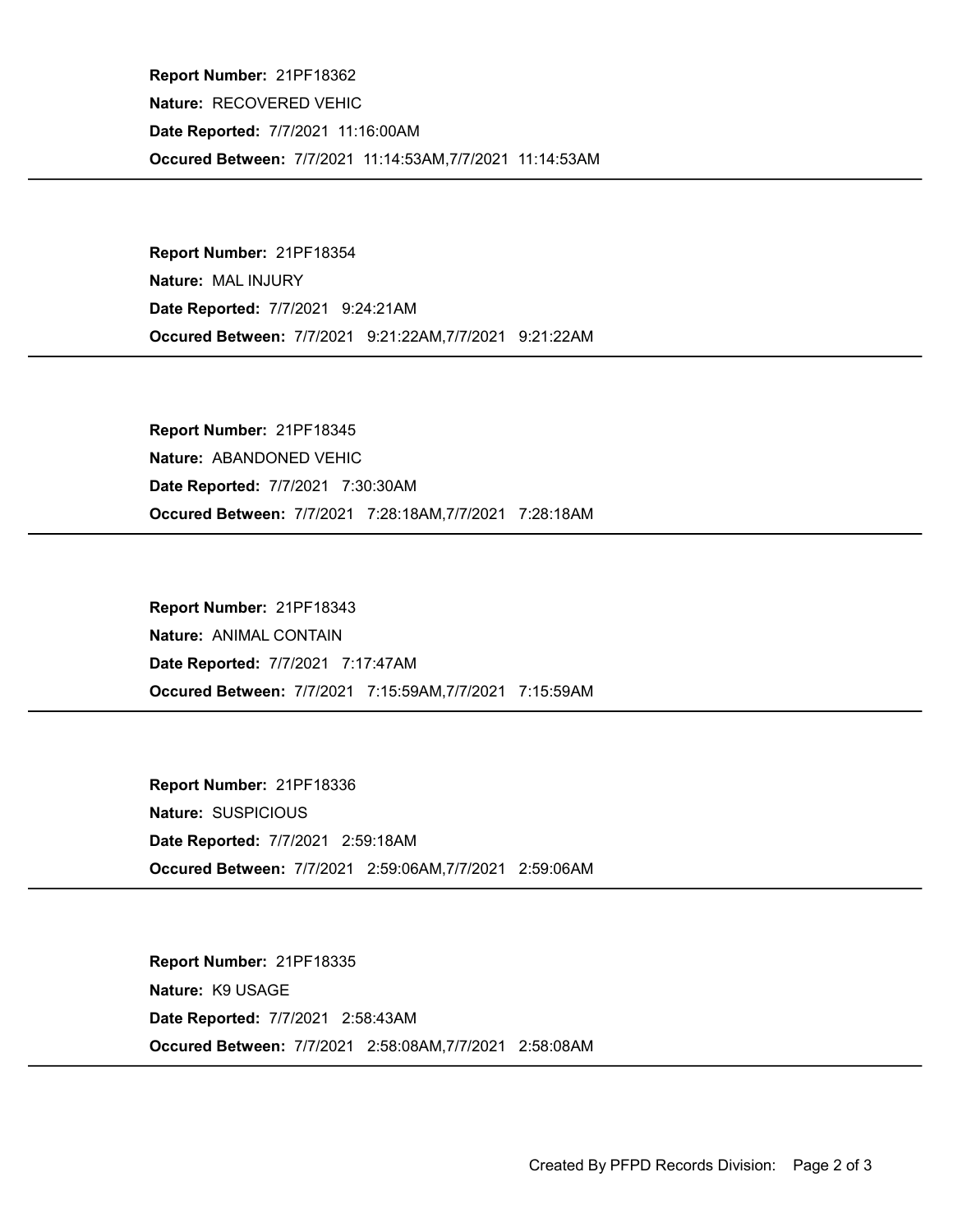**Report Number:** 21PF18362

**Nature:** RECOVERED VEHIC

**Date Reported:** 7/7/2021 11:16:00AM

**Occured Between:** 7/7/2021 11:14:53AM,7/7/2021 11:14:53AM

---

**Report Number:** 21PF18354

**Nature:** MAL INJURY

**Date Reported:** 7/7/2021 9:24:21AM

**Occured Between:** 7/7/2021 9:21:22AM,7/7/2021 9:21:22AM

---

**Report Number:** 21PF18345

**Nature:** ABANDONED VEHIC

**Date Reported:** 7/7/2021 7:30:30AM

**Occured Between:** 7/7/2021 7:28:18AM,7/7/2021 7:28:18AM

---

**Report Number:** 21PF18343

**Nature:** ANIMAL CONTAIN

**Date Reported:** 7/7/2021 7:17:47AM

**Occured Between:** 7/7/2021 7:15:59AM,7/7/2021 7:15:59AM

---

**Report Number:** 21PF18336

**Nature:** SUSPICIOUS

**Date Reported:** 7/7/2021 2:59:18AM

**Occured Between:** 7/7/2021 2:59:06AM,7/7/2021 2:59:06AM

---

**Report Number:** 21PF18335

**Nature:** K9 USAGE

**Date Reported:** 7/7/2021 2:58:43AM

**Occured Between:** 7/7/2021 2:58:08AM,7/7/2021 2:58:08AM

---

Created By PFPD Records Division: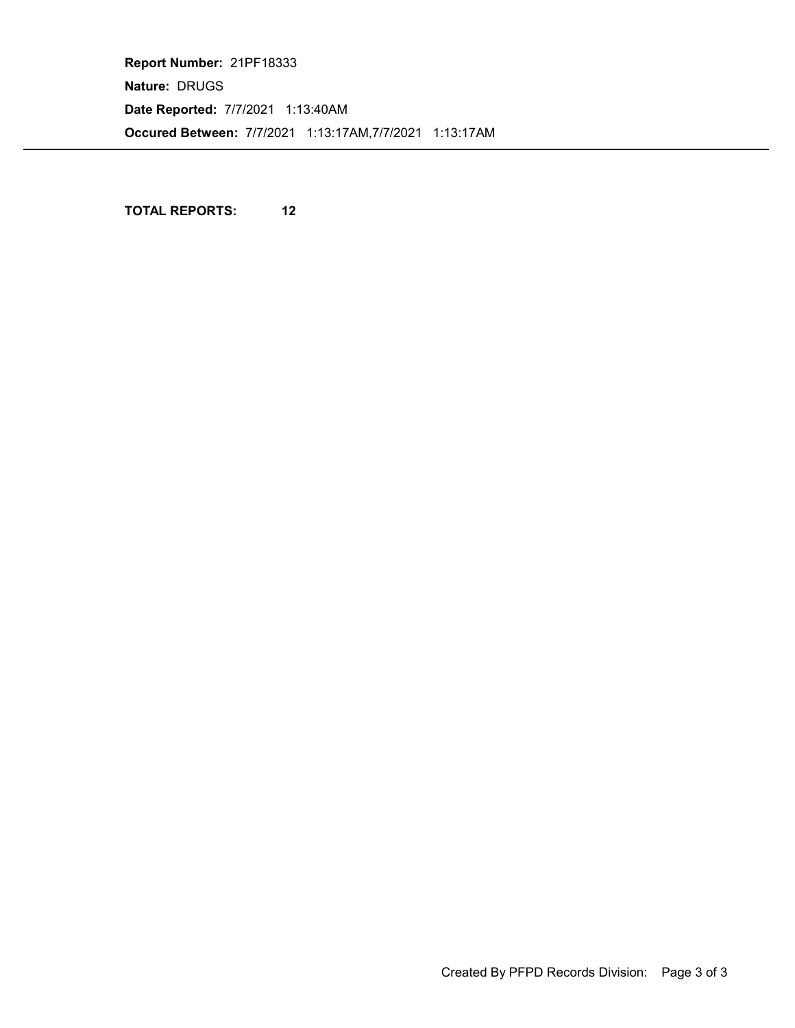**Report Number:** 21PF18333

**Nature:** DRUGS

**Date Reported:** 7/7/2021 1:13:40AM

**Occured Between:** 7/7/2021 1:13:17AM,7/7/2021 1:13:17AM

---

**TOTAL REPORTS: 12**

Created By PFPD Records Division: